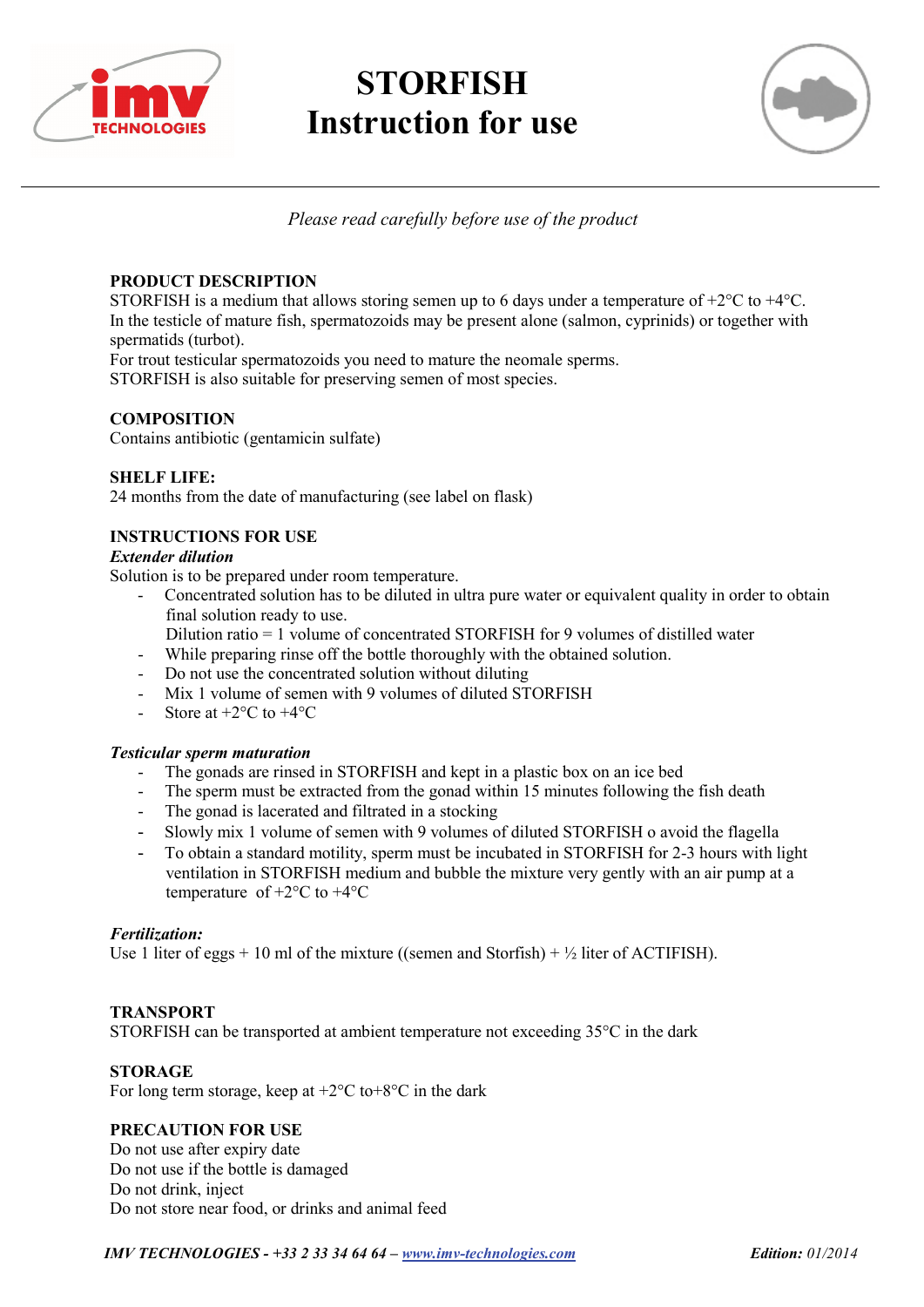# STORFISH
# Instruction for use

*Please read carefully before use of the product*

**PRODUCT DESCRIPTION**

STORFISH is a medium that allows storing semen up to 6 days under a temperature of +2°C to +4°C.
In the testicle of mature fish, spermatozoids may be present alone (salmon, cyprinids) or together with spermatids (turbot).
For trout testicular spermatozoids you need to mature the neomale sperms.
STORFISH is also suitable for preserving semen of most species.

**COMPOSITION**

Contains antibiotic (gentamicin sulfate)

**SHELF LIFE:**

24 months from the date of manufacturing (see label on flask)

**INSTRUCTIONS FOR USE**

***Extender dilution***

Solution is to be prepared under room temperature.

- Concentrated solution has to be diluted in ultra pure water or equivalent quality in order to obtain final solution ready to use.
  Dilution ratio = 1 volume of concentrated STORFISH for 9 volumes of distilled water
- While preparing rinse off the bottle thoroughly with the obtained solution.
- Do not use the concentrated solution without diluting
- Mix 1 volume of semen with 9 volumes of diluted STORFISH
- Store at +2°C to +4°C

***Testicular sperm maturation***

- The gonads are rinsed in STORFISH and kept in a plastic box on an ice bed
- The sperm must be extracted from the gonad within 15 minutes following the fish death
- The gonad is lacerated and filtrated in a stocking
- Slowly mix 1 volume of semen with 9 volumes of diluted STORFISH o avoid the flagella
- To obtain a standard motility, sperm must be incubated in STORFISH for 2-3 hours with light ventilation in STORFISH medium and bubble the mixture very gently with an air pump at a temperature of +2°C to +4°C

***Fertilization:***

Use 1 liter of eggs + 10 ml of the mixture ((semen and Storfish) + ½ liter of ACTIFISH).

**TRANSPORT**

STORFISH can be transported at ambient temperature not exceeding 35°C in the dark

**STORAGE**

For long term storage, keep at +2°C to+8°C in the dark

**PRECAUTION FOR USE**

Do not use after expiry date
Do not use if the bottle is damaged
Do not drink, inject
Do not store near food, or drinks and animal feed

***IMV TECHNOLOGIES - +33 2 33 34 64 64 – www.imv-technologies.com*** ***Edition:*** *01/2014*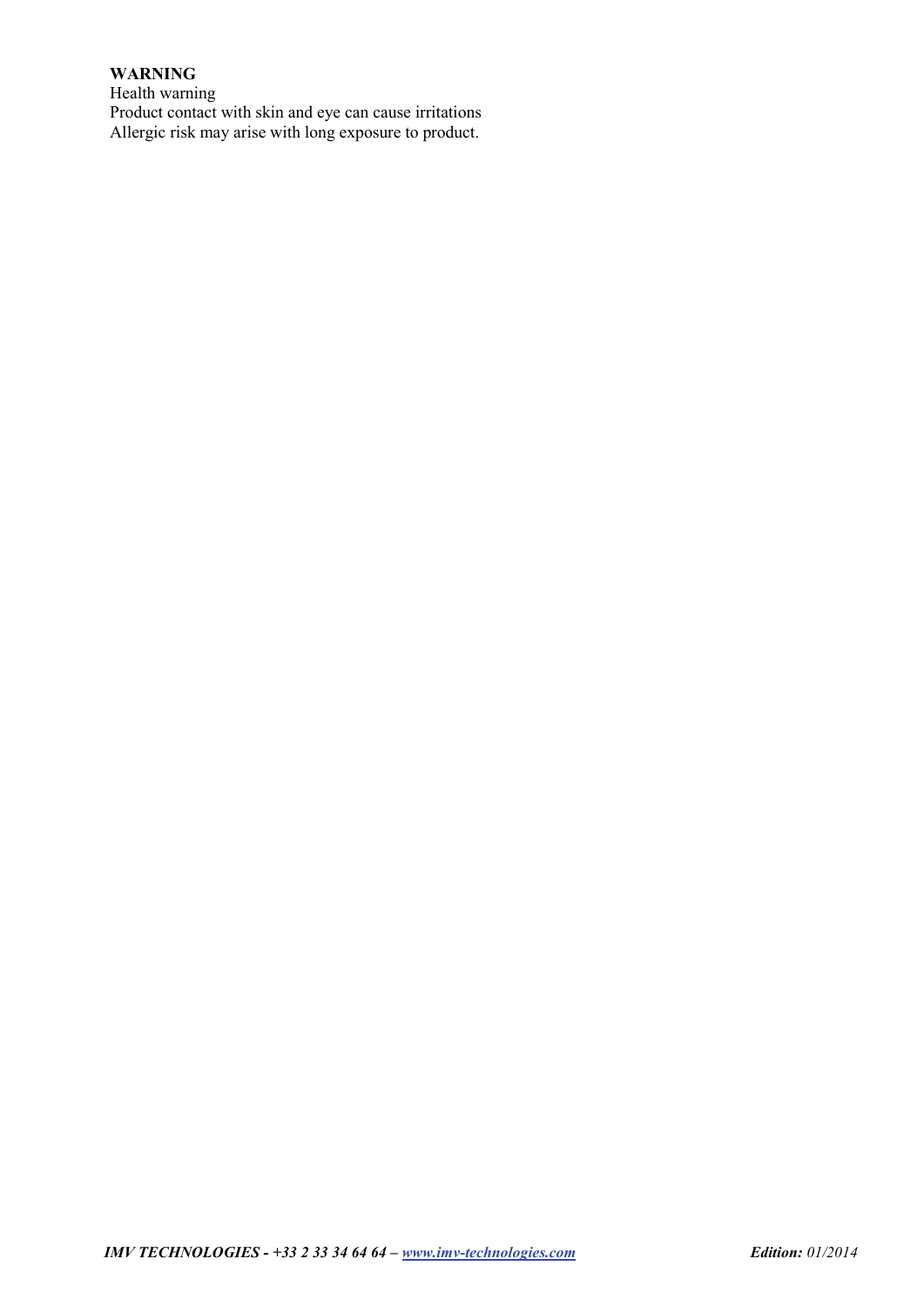**WARNING**

Health warning

Product contact with skin and eye can cause irritations

Allergic risk may arise with long exposure to product.